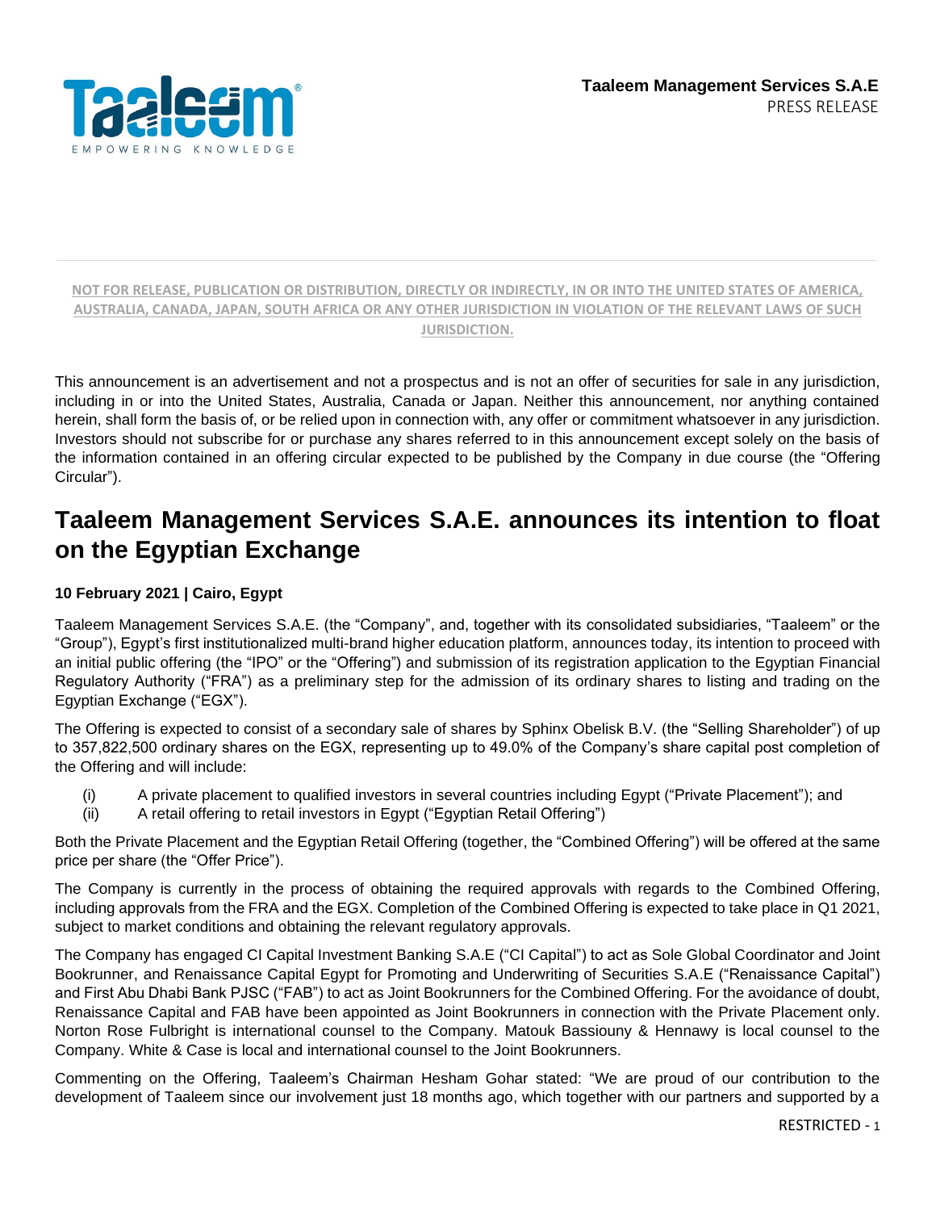**Taaleem Management Services S.A.E**
PRESS RELEASE

**NOT FOR RELEASE, PUBLICATION OR DISTRIBUTION, DIRECTLY OR INDIRECTLY, IN OR INTO THE UNITED STATES OF AMERICA, AUSTRALIA, CANADA, JAPAN, SOUTH AFRICA OR ANY OTHER JURISDICTION IN VIOLATION OF THE RELEVANT LAWS OF SUCH JURISDICTION.**

This announcement is an advertisement and not a prospectus and is not an offer of securities for sale in any jurisdiction, including in or into the United States, Australia, Canada or Japan. Neither this announcement, nor anything contained herein, shall form the basis of, or be relied upon in connection with, any offer or commitment whatsoever in any jurisdiction. Investors should not subscribe for or purchase any shares referred to in this announcement except solely on the basis of the information contained in an offering circular expected to be published by the Company in due course (the "Offering Circular").

# Taaleem Management Services S.A.E. announces its intention to float on the Egyptian Exchange

**10 February 2021 | Cairo, Egypt**

Taaleem Management Services S.A.E. (the "Company", and, together with its consolidated subsidiaries, "Taaleem" or the "Group"), Egypt's first institutionalized multi-brand higher education platform, announces today, its intention to proceed with an initial public offering (the "IPO" or the "Offering") and submission of its registration application to the Egyptian Financial Regulatory Authority ("FRA") as a preliminary step for the admission of its ordinary shares to listing and trading on the Egyptian Exchange ("EGX").

The Offering is expected to consist of a secondary sale of shares by Sphinx Obelisk B.V. (the "Selling Shareholder") of up to 357,822,500 ordinary shares on the EGX, representing up to 49.0% of the Company's share capital post completion of the Offering and will include:

(i) A private placement to qualified investors in several countries including Egypt ("Private Placement"); and
(ii) A retail offering to retail investors in Egypt ("Egyptian Retail Offering")

Both the Private Placement and the Egyptian Retail Offering (together, the "Combined Offering") will be offered at the same price per share (the "Offer Price").

The Company is currently in the process of obtaining the required approvals with regards to the Combined Offering, including approvals from the FRA and the EGX. Completion of the Combined Offering is expected to take place in Q1 2021, subject to market conditions and obtaining the relevant regulatory approvals.

The Company has engaged CI Capital Investment Banking S.A.E ("CI Capital") to act as Sole Global Coordinator and Joint Bookrunner, and Renaissance Capital Egypt for Promoting and Underwriting of Securities S.A.E ("Renaissance Capital") and First Abu Dhabi Bank PJSC ("FAB") to act as Joint Bookrunners for the Combined Offering. For the avoidance of doubt, Renaissance Capital and FAB have been appointed as Joint Bookrunners in connection with the Private Placement only. Norton Rose Fulbright is international counsel to the Company. Matouk Bassiouny & Hennawy is local counsel to the Company. White & Case is local and international counsel to the Joint Bookrunners.

Commenting on the Offering, Taaleem's Chairman Hesham Gohar stated: "We are proud of our contribution to the development of Taaleem since our involvement just 18 months ago, which together with our partners and supported by a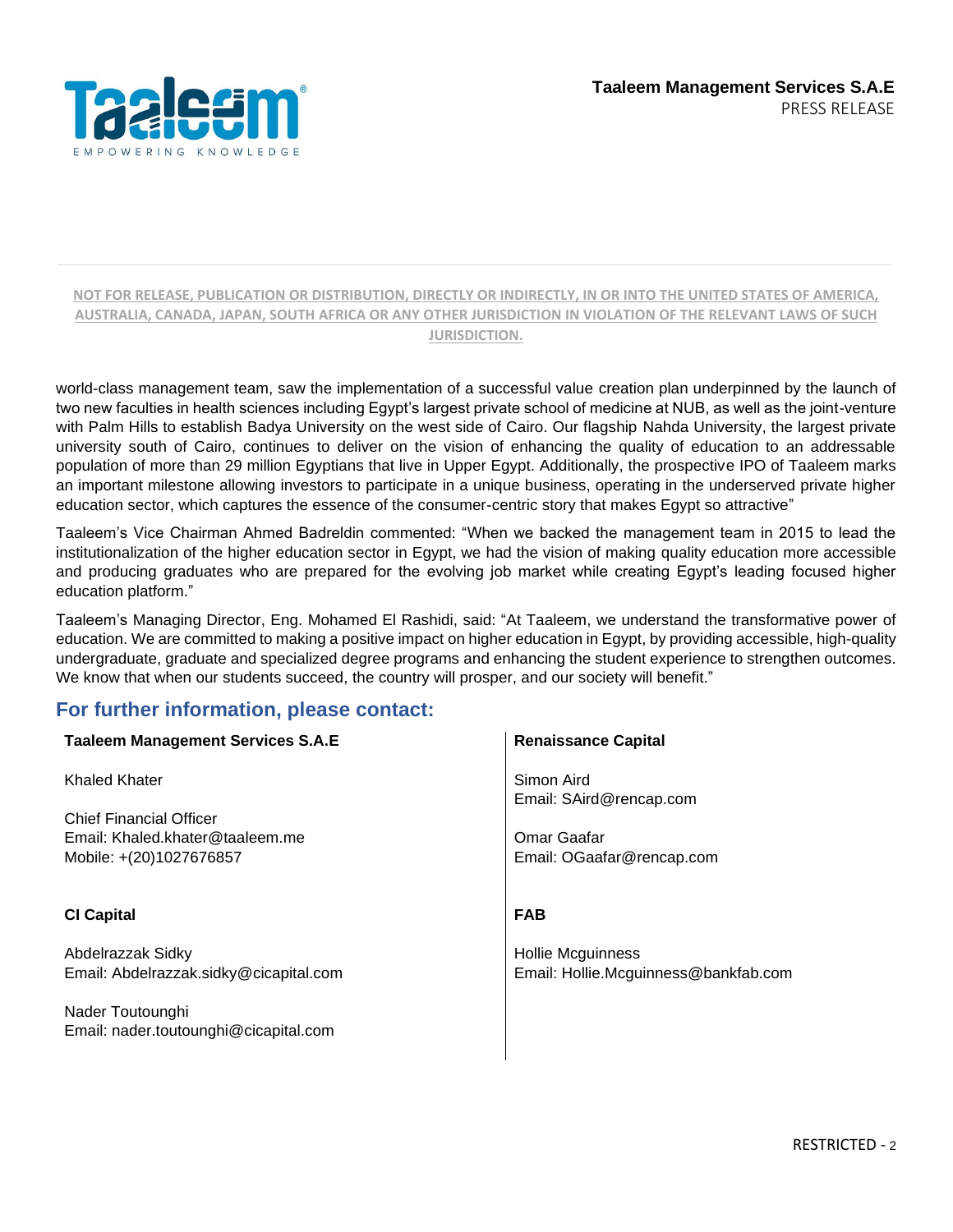**NOT FOR RELEASE, PUBLICATION OR DISTRIBUTION, DIRECTLY OR INDIRECTLY, IN OR INTO THE UNITED STATES OF AMERICA, AUSTRALIA, CANADA, JAPAN, SOUTH AFRICA OR ANY OTHER JURISDICTION IN VIOLATION OF THE RELEVANT LAWS OF SUCH JURISDICTION.**

world-class management team, saw the implementation of a successful value creation plan underpinned by the launch of two new faculties in health sciences including Egypt's largest private school of medicine at NUB, as well as the joint-venture with Palm Hills to establish Badya University on the west side of Cairo. Our flagship Nahda University, the largest private university south of Cairo, continues to deliver on the vision of enhancing the quality of education to an addressable population of more than 29 million Egyptians that live in Upper Egypt. Additionally, the prospective IPO of Taaleem marks an important milestone allowing investors to participate in a unique business, operating in the underserved private higher education sector, which captures the essence of the consumer-centric story that makes Egypt so attractive"

Taaleem's Vice Chairman Ahmed Badreldin commented: "When we backed the management team in 2015 to lead the institutionalization of the higher education sector in Egypt, we had the vision of making quality education more accessible and producing graduates who are prepared for the evolving job market while creating Egypt's leading focused higher education platform."

Taaleem's Managing Director, Eng. Mohamed El Rashidi, said: "At Taaleem, we understand the transformative power of education. We are committed to making a positive impact on higher education in Egypt, by providing accessible, high-quality undergraduate, graduate and specialized degree programs and enhancing the student experience to strengthen outcomes. We know that when our students succeed, the country will prosper, and our society will benefit."

## For further information, please contact:

**Taaleem Management Services S.A.E**

Khaled Khater

Chief Financial Officer
Email: Khaled.khater@taaleem.me
Mobile: +(20)1027676857

**CI Capital**

Abdelrazzak Sidky
Email: Abdelrazzak.sidky@cicapital.com

Nader Toutounghi
Email: nader.toutounghi@cicapital.com

**Renaissance Capital**

Simon Aird
Email: SAird@rencap.com

Omar Gaafar
Email: OGaafar@rencap.com

**FAB**

Hollie Mcguinness
Email: Hollie.Mcguinness@bankfab.com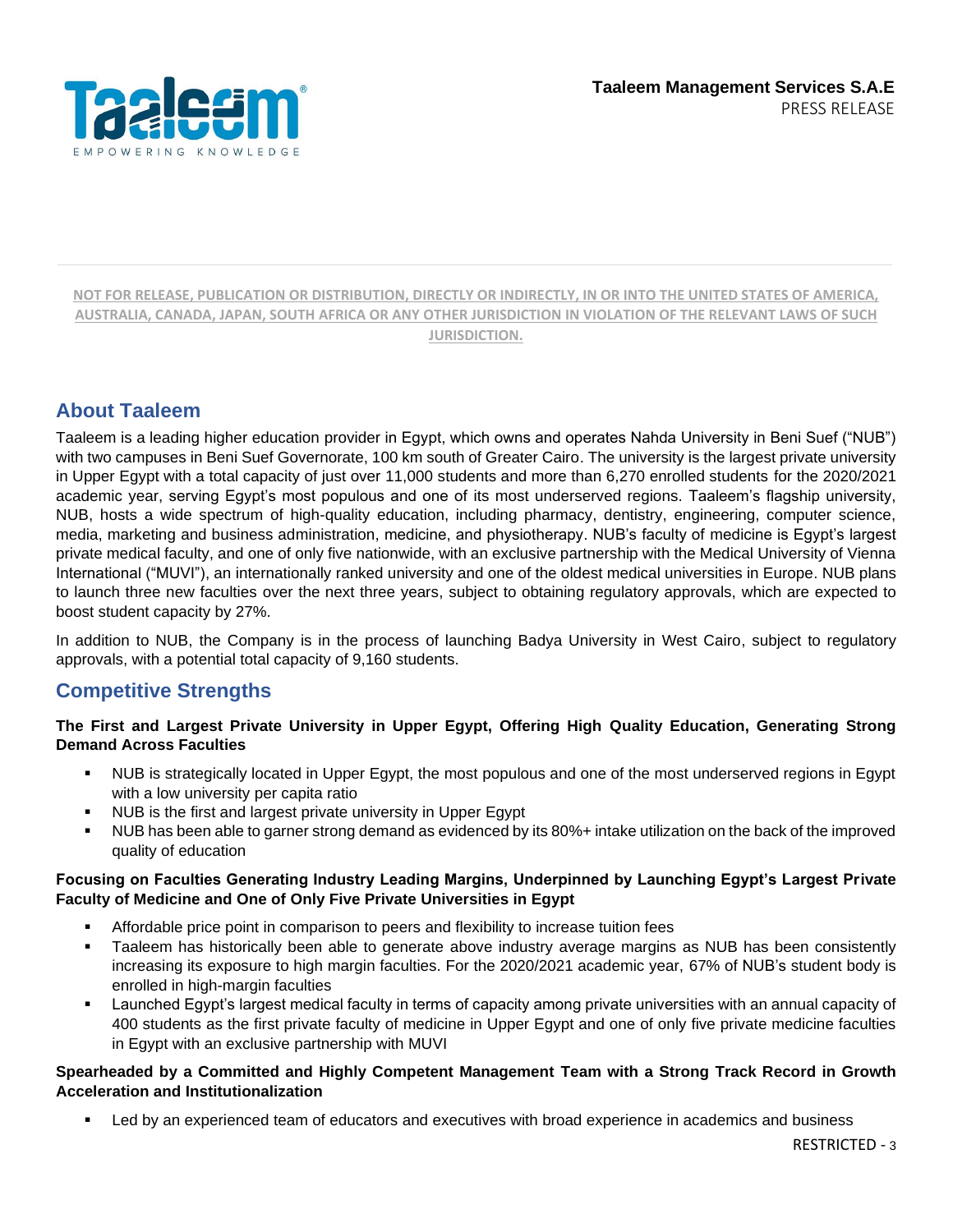NOT FOR RELEASE, PUBLICATION OR DISTRIBUTION, DIRECTLY OR INDIRECTLY, IN OR INTO THE UNITED STATES OF AMERICA, AUSTRALIA, CANADA, JAPAN, SOUTH AFRICA OR ANY OTHER JURISDICTION IN VIOLATION OF THE RELEVANT LAWS OF SUCH JURISDICTION.

## About Taaleem

Taaleem is a leading higher education provider in Egypt, which owns and operates Nahda University in Beni Suef ("NUB") with two campuses in Beni Suef Governorate, 100 km south of Greater Cairo. The university is the largest private university in Upper Egypt with a total capacity of just over 11,000 students and more than 6,270 enrolled students for the 2020/2021 academic year, serving Egypt's most populous and one of its most underserved regions. Taaleem's flagship university, NUB, hosts a wide spectrum of high-quality education, including pharmacy, dentistry, engineering, computer science, media, marketing and business administration, medicine, and physiotherapy. NUB's faculty of medicine is Egypt's largest private medical faculty, and one of only five nationwide, with an exclusive partnership with the Medical University of Vienna International ("MUVI"), an internationally ranked university and one of the oldest medical universities in Europe. NUB plans to launch three new faculties over the next three years, subject to obtaining regulatory approvals, which are expected to boost student capacity by 27%.

In addition to NUB, the Company is in the process of launching Badya University in West Cairo, subject to regulatory approvals, with a potential total capacity of 9,160 students.

## Competitive Strengths

**The First and Largest Private University in Upper Egypt, Offering High Quality Education, Generating Strong Demand Across Faculties**

- NUB is strategically located in Upper Egypt, the most populous and one of the most underserved regions in Egypt with a low university per capita ratio
- NUB is the first and largest private university in Upper Egypt
- NUB has been able to garner strong demand as evidenced by its 80%+ intake utilization on the back of the improved quality of education

**Focusing on Faculties Generating Industry Leading Margins, Underpinned by Launching Egypt's Largest Private Faculty of Medicine and One of Only Five Private Universities in Egypt**

- Affordable price point in comparison to peers and flexibility to increase tuition fees
- Taaleem has historically been able to generate above industry average margins as NUB has been consistently increasing its exposure to high margin faculties. For the 2020/2021 academic year, 67% of NUB's student body is enrolled in high-margin faculties
- Launched Egypt's largest medical faculty in terms of capacity among private universities with an annual capacity of 400 students as the first private faculty of medicine in Upper Egypt and one of only five private medicine faculties in Egypt with an exclusive partnership with MUVI

**Spearheaded by a Committed and Highly Competent Management Team with a Strong Track Record in Growth Acceleration and Institutionalization**

- Led by an experienced team of educators and executives with broad experience in academics and business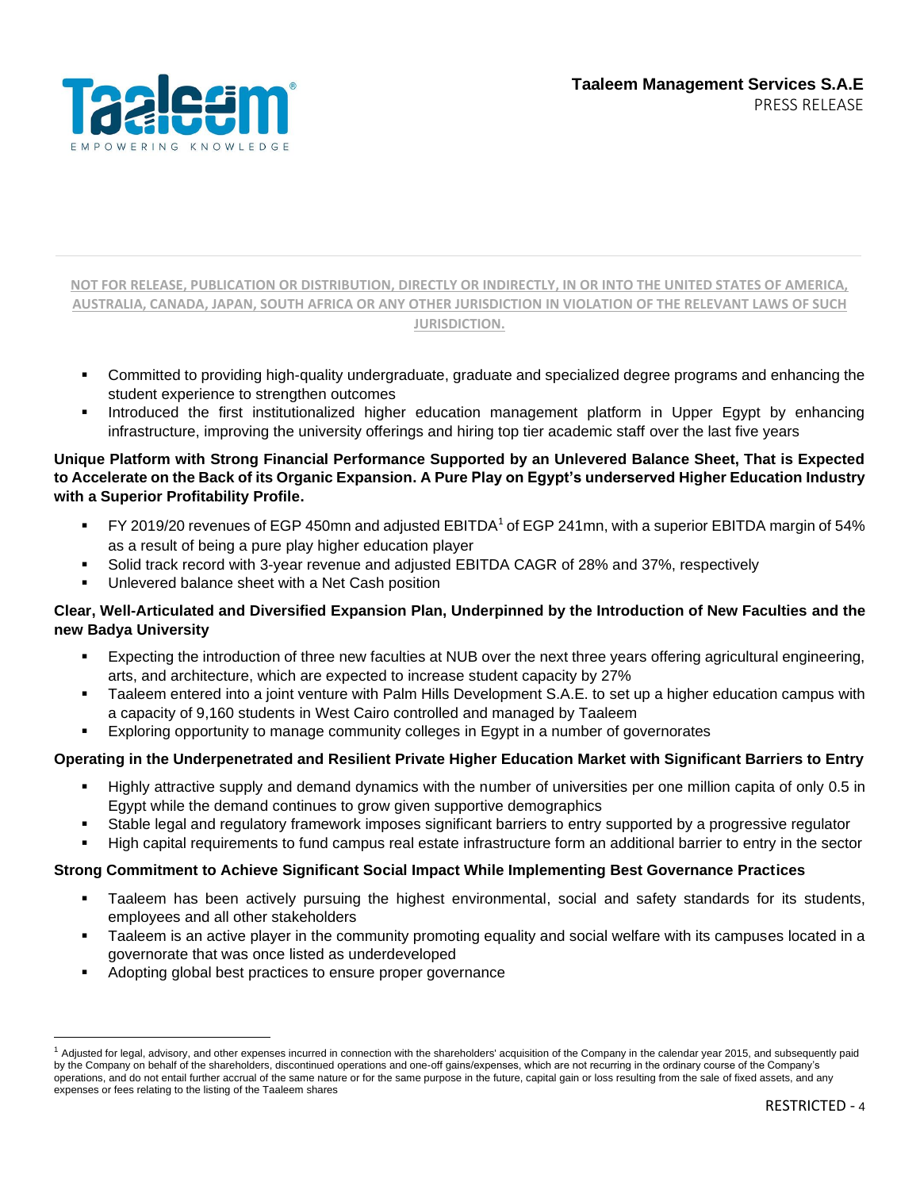**NOT FOR RELEASE, PUBLICATION OR DISTRIBUTION, DIRECTLY OR INDIRECTLY, IN OR INTO THE UNITED STATES OF AMERICA, AUSTRALIA, CANADA, JAPAN, SOUTH AFRICA OR ANY OTHER JURISDICTION IN VIOLATION OF THE RELEVANT LAWS OF SUCH JURISDICTION.**

- Committed to providing high-quality undergraduate, graduate and specialized degree programs and enhancing the student experience to strengthen outcomes
- Introduced the first institutionalized higher education management platform in Upper Egypt by enhancing infrastructure, improving the university offerings and hiring top tier academic staff over the last five years

**Unique Platform with Strong Financial Performance Supported by an Unlevered Balance Sheet, That is Expected to Accelerate on the Back of its Organic Expansion. A Pure Play on Egypt's underserved Higher Education Industry with a Superior Profitability Profile.**

- FY 2019/20 revenues of EGP 450mn and adjusted EBITDA[1] of EGP 241mn, with a superior EBITDA margin of 54% as a result of being a pure play higher education player
- Solid track record with 3-year revenue and adjusted EBITDA CAGR of 28% and 37%, respectively
- Unlevered balance sheet with a Net Cash position

**Clear, Well-Articulated and Diversified Expansion Plan, Underpinned by the Introduction of New Faculties and the new Badya University**

- Expecting the introduction of three new faculties at NUB over the next three years offering agricultural engineering, arts, and architecture, which are expected to increase student capacity by 27%
- Taaleem entered into a joint venture with Palm Hills Development S.A.E. to set up a higher education campus with a capacity of 9,160 students in West Cairo controlled and managed by Taaleem
- Exploring opportunity to manage community colleges in Egypt in a number of governorates

**Operating in the Underpenetrated and Resilient Private Higher Education Market with Significant Barriers to Entry**

- Highly attractive supply and demand dynamics with the number of universities per one million capita of only 0.5 in Egypt while the demand continues to grow given supportive demographics
- Stable legal and regulatory framework imposes significant barriers to entry supported by a progressive regulator
- High capital requirements to fund campus real estate infrastructure form an additional barrier to entry in the sector

**Strong Commitment to Achieve Significant Social Impact While Implementing Best Governance Practices**

- Taaleem has been actively pursuing the highest environmental, social and safety standards for its students, employees and all other stakeholders
- Taaleem is an active player in the community promoting equality and social welfare with its campuses located in a governorate that was once listed as underdeveloped
- Adopting global best practices to ensure proper governance

---

[1] Adjusted for legal, advisory, and other expenses incurred in connection with the shareholders' acquisition of the Company in the calendar year 2015, and subsequently paid by the Company on behalf of the shareholders, discontinued operations and one-off gains/expenses, which are not recurring in the ordinary course of the Company's operations, and do not entail further accrual of the same nature or for the same purpose in the future, capital gain or loss resulting from the sale of fixed assets, and any expenses or fees relating to the listing of the Taaleem shares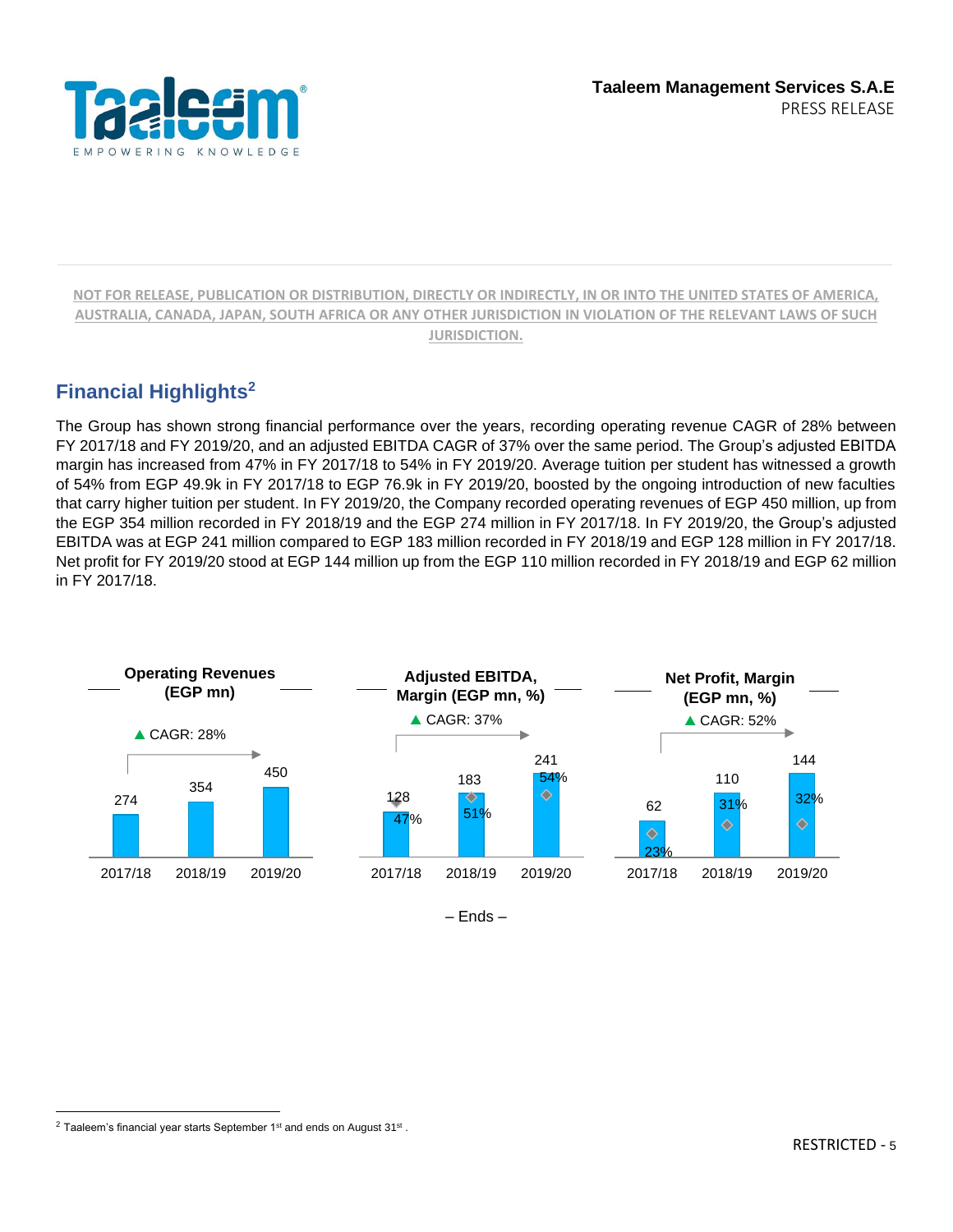**NOT FOR RELEASE, PUBLICATION OR DISTRIBUTION, DIRECTLY OR INDIRECTLY, IN OR INTO THE UNITED STATES OF AMERICA, AUSTRALIA, CANADA, JAPAN, SOUTH AFRICA OR ANY OTHER JURISDICTION IN VIOLATION OF THE RELEVANT LAWS OF SUCH JURISDICTION.**

## Financial Highlights[2]

The Group has shown strong financial performance over the years, recording operating revenue CAGR of 28% between FY 2017/18 and FY 2019/20, and an adjusted EBITDA CAGR of 37% over the same period. The Group's adjusted EBITDA margin has increased from 47% in FY 2017/18 to 54% in FY 2019/20. Average tuition per student has witnessed a growth of 54% from EGP 49.9k in FY 2017/18 to EGP 76.9k in FY 2019/20, boosted by the ongoing introduction of new faculties that carry higher tuition per student. In FY 2019/20, the Company recorded operating revenues of EGP 450 million, up from the EGP 354 million recorded in FY 2018/19 and the EGP 274 million in FY 2017/18. In FY 2019/20, the Group's adjusted EBITDA was at EGP 241 million compared to EGP 183 million recorded in FY 2018/19 and EGP 128 million in FY 2017/18. Net profit for FY 2019/20 stood at EGP 144 million up from the EGP 110 million recorded in FY 2018/19 and EGP 62 million in FY 2017/18.

**Operating Revenues (EGP mn)** — CAGR: 28%

| | 2017/18 | 2018/19 | 2019/20 |
|---|---|---|---|
| Operating Revenues | 274 | 354 | 450 |

**Adjusted EBITDA, Margin (EGP mn, %)** — CAGR: 37%

| | 2017/18 | 2018/19 | 2019/20 |
|---|---|---|---|
| Adjusted EBITDA | 128 | 183 | 241 |
| Margin | 47% | 51% | 54% |

**Net Profit, Margin (EGP mn, %)** — CAGR: 52%

| | 2017/18 | 2018/19 | 2019/20 |
|---|---|---|---|
| Net Profit | 62 | 110 | 144 |
| Margin | 23% | 31% | 32% |

– Ends –

[2] Taaleem's financial year starts September 1st and ends on August 31st .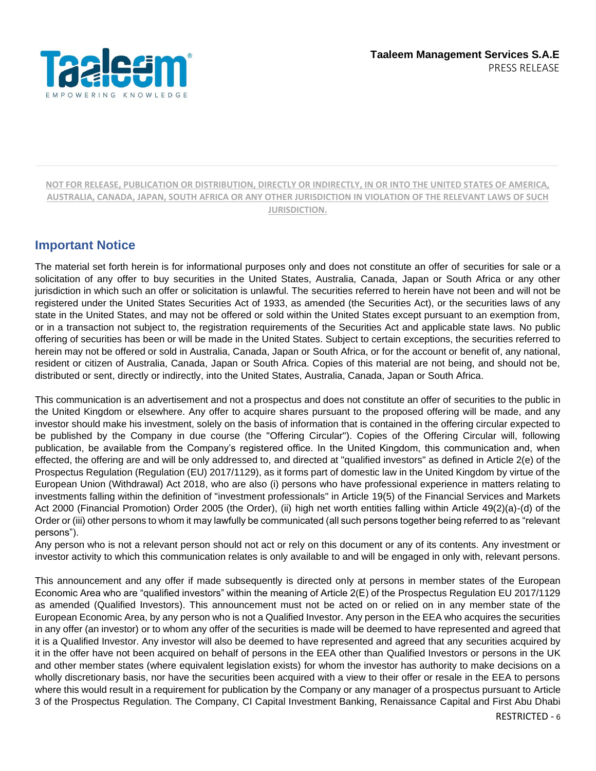**NOT FOR RELEASE, PUBLICATION OR DISTRIBUTION, DIRECTLY OR INDIRECTLY, IN OR INTO THE UNITED STATES OF AMERICA, AUSTRALIA, CANADA, JAPAN, SOUTH AFRICA OR ANY OTHER JURISDICTION IN VIOLATION OF THE RELEVANT LAWS OF SUCH JURISDICTION.**

## Important Notice

The material set forth herein is for informational purposes only and does not constitute an offer of securities for sale or a solicitation of any offer to buy securities in the United States, Australia, Canada, Japan or South Africa or any other jurisdiction in which such an offer or solicitation is unlawful. The securities referred to herein have not been and will not be registered under the United States Securities Act of 1933, as amended (the Securities Act), or the securities laws of any state in the United States, and may not be offered or sold within the United States except pursuant to an exemption from, or in a transaction not subject to, the registration requirements of the Securities Act and applicable state laws. No public offering of securities has been or will be made in the United States. Subject to certain exceptions, the securities referred to herein may not be offered or sold in Australia, Canada, Japan or South Africa, or for the account or benefit of, any national, resident or citizen of Australia, Canada, Japan or South Africa. Copies of this material are not being, and should not be, distributed or sent, directly or indirectly, into the United States, Australia, Canada, Japan or South Africa.

This communication is an advertisement and not a prospectus and does not constitute an offer of securities to the public in the United Kingdom or elsewhere. Any offer to acquire shares pursuant to the proposed offering will be made, and any investor should make his investment, solely on the basis of information that is contained in the offering circular expected to be published by the Company in due course (the "Offering Circular"). Copies of the Offering Circular will, following publication, be available from the Company's registered office. In the United Kingdom, this communication and, when effected, the offering are and will be only addressed to, and directed at "qualified investors" as defined in Article 2(e) of the Prospectus Regulation (Regulation (EU) 2017/1129), as it forms part of domestic law in the United Kingdom by virtue of the European Union (Withdrawal) Act 2018, who are also (i) persons who have professional experience in matters relating to investments falling within the definition of "investment professionals" in Article 19(5) of the Financial Services and Markets Act 2000 (Financial Promotion) Order 2005 (the Order), (ii) high net worth entities falling within Article 49(2)(a)-(d) of the Order or (iii) other persons to whom it may lawfully be communicated (all such persons together being referred to as "relevant persons").
Any person who is not a relevant person should not act or rely on this document or any of its contents. Any investment or investor activity to which this communication relates is only available to and will be engaged in only with, relevant persons.

This announcement and any offer if made subsequently is directed only at persons in member states of the European Economic Area who are "qualified investors" within the meaning of Article 2(E) of the Prospectus Regulation EU 2017/1129 as amended (Qualified Investors). This announcement must not be acted on or relied on in any member state of the European Economic Area, by any person who is not a Qualified Investor. Any person in the EEA who acquires the securities in any offer (an investor) or to whom any offer of the securities is made will be deemed to have represented and agreed that it is a Qualified Investor. Any investor will also be deemed to have represented and agreed that any securities acquired by it in the offer have not been acquired on behalf of persons in the EEA other than Qualified Investors or persons in the UK and other member states (where equivalent legislation exists) for whom the investor has authority to make decisions on a wholly discretionary basis, nor have the securities been acquired with a view to their offer or resale in the EEA to persons where this would result in a requirement for publication by the Company or any manager of a prospectus pursuant to Article 3 of the Prospectus Regulation. The Company, CI Capital Investment Banking, Renaissance Capital and First Abu Dhabi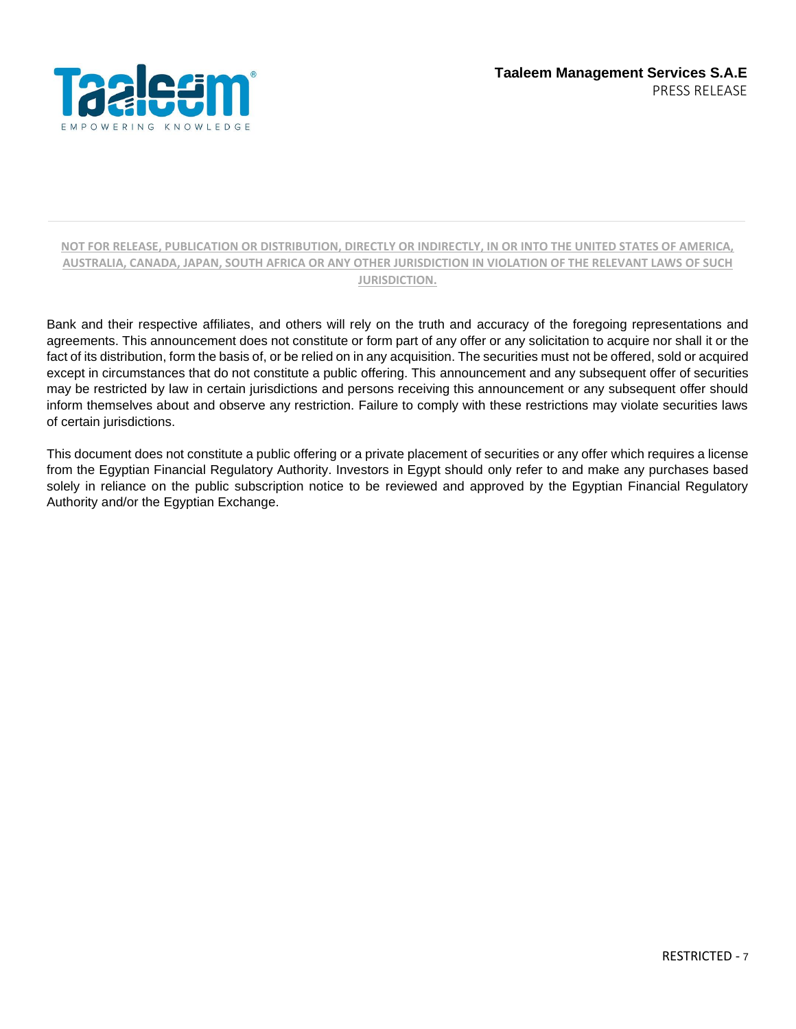**NOT FOR RELEASE, PUBLICATION OR DISTRIBUTION, DIRECTLY OR INDIRECTLY, IN OR INTO THE UNITED STATES OF AMERICA, AUSTRALIA, CANADA, JAPAN, SOUTH AFRICA OR ANY OTHER JURISDICTION IN VIOLATION OF THE RELEVANT LAWS OF SUCH JURISDICTION.**

Bank and their respective affiliates, and others will rely on the truth and accuracy of the foregoing representations and agreements. This announcement does not constitute or form part of any offer or any solicitation to acquire nor shall it or the fact of its distribution, form the basis of, or be relied on in any acquisition. The securities must not be offered, sold or acquired except in circumstances that do not constitute a public offering. This announcement and any subsequent offer of securities may be restricted by law in certain jurisdictions and persons receiving this announcement or any subsequent offer should inform themselves about and observe any restriction. Failure to comply with these restrictions may violate securities laws of certain jurisdictions.

This document does not constitute a public offering or a private placement of securities or any offer which requires a license from the Egyptian Financial Regulatory Authority. Investors in Egypt should only refer to and make any purchases based solely in reliance on the public subscription notice to be reviewed and approved by the Egyptian Financial Regulatory Authority and/or the Egyptian Exchange.